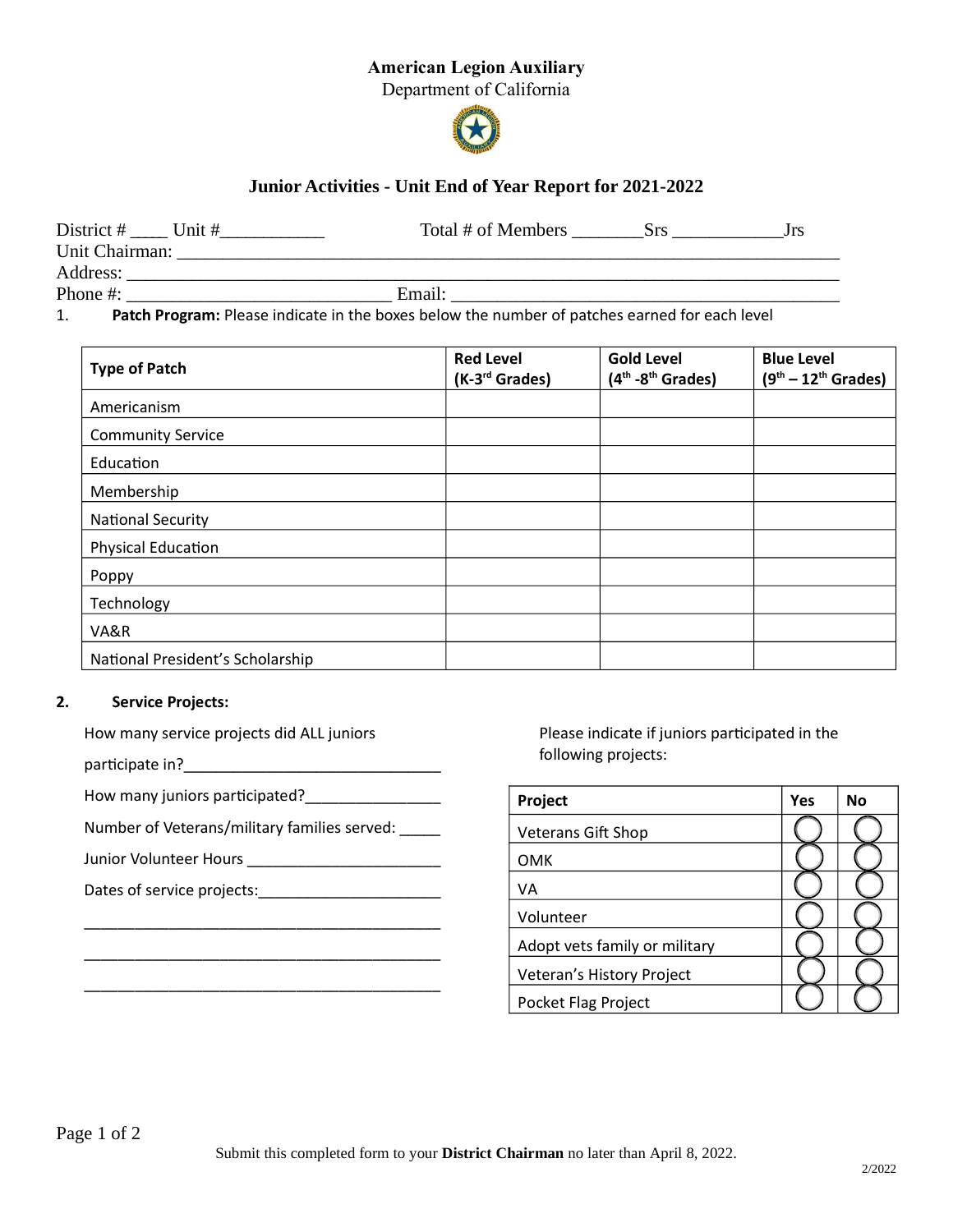**American Legion Auxiliary**
Department of California

## Junior Activities - Unit End of Year Report for 2021-2022

District # ____ Unit #___________ Total # of Members _______Srs ___________Jrs
Unit Chairman: ___________________________________________________________________________
Address: _________________________________________________________________________________
Phone #: _____________________________ Email: ___________________________________________

1. **Patch Program:** Please indicate in the boxes below the number of patches earned for each level

| Type of Patch | Red Level (K-3rd Grades) | Gold Level (4th -8th Grades) | Blue Level (9th – 12th Grades) |
|---|---|---|---|
| Americanism | | | |
| Community Service | | | |
| Education | | | |
| Membership | | | |
| National Security | | | |
| Physical Education | | | |
| Poppy | | | |
| Technology | | | |
| VA&R | | | |
| National President's Scholarship | | | |

2. **Service Projects:**

How many service projects did ALL juniors participate in?______________________________

How many juniors participated?________________

Number of Veterans/military families served: _____

Junior Volunteer Hours ______________________

Dates of service projects:_____________________

__________________________________________

__________________________________________

__________________________________________

Please indicate if juniors participated in the following projects:

| Project | Yes | No |
|---|---|---|
| Veterans Gift Shop | ◯ | ◯ |
| OMK | ◯ | ◯ |
| VA | ◯ | ◯ |
| Volunteer | ◯ | ◯ |
| Adopt vets family or military | ◯ | ◯ |
| Veteran's History Project | ◯ | ◯ |
| Pocket Flag Project | ◯ | ◯ |

Submit this completed form to your **District Chairman** no later than April 8, 2022.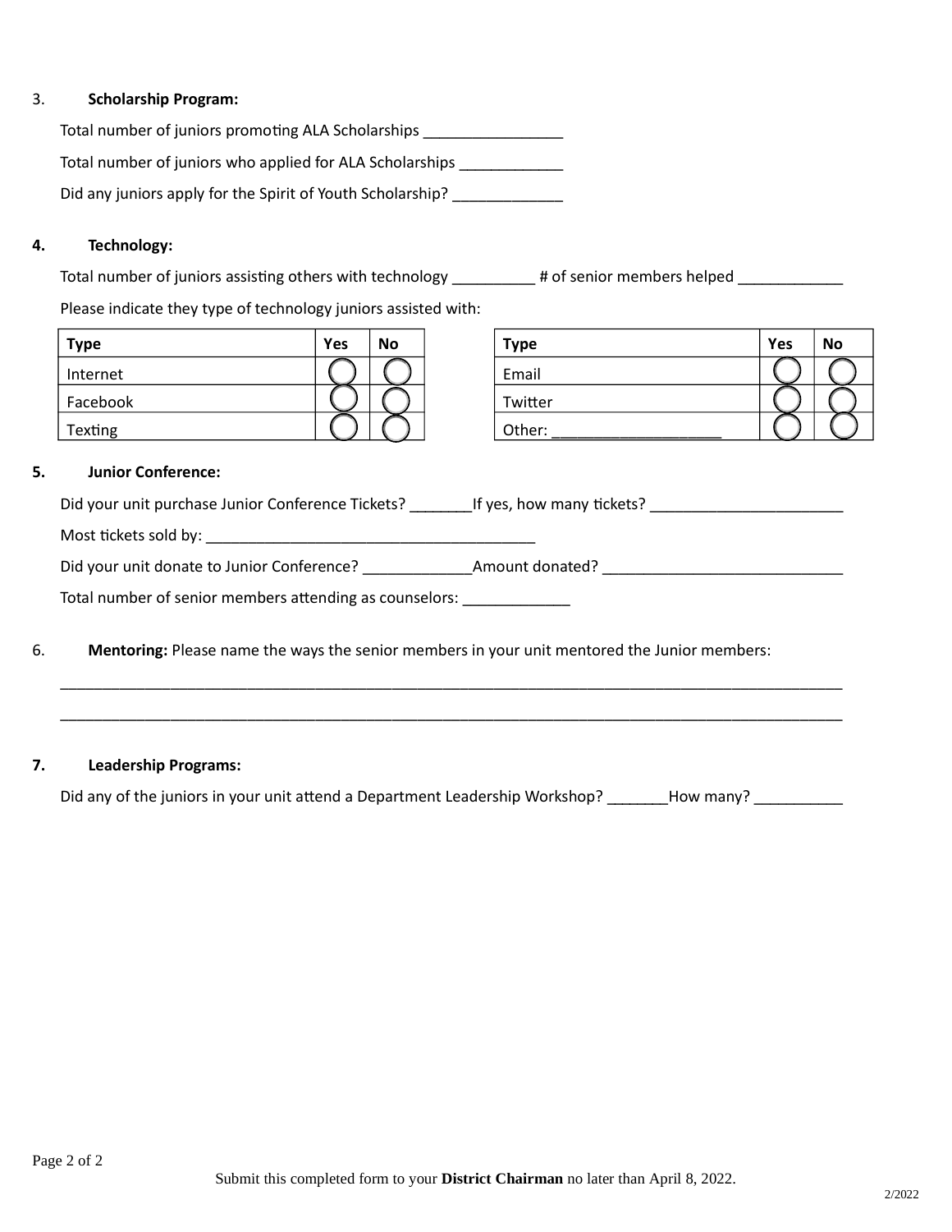3. **Scholarship Program:**

Total number of juniors promoting ALA Scholarships ________________

Total number of juniors who applied for ALA Scholarships ____________

Did any juniors apply for the Spirit of Youth Scholarship? _____________

4. **Technology:**

Total number of juniors assisting others with technology __________ # of senior members helped ____________

Please indicate they type of technology juniors assisted with:

| Type | Yes | No |
|---|---|---|
| Internet | ○ | ○ |
| Facebook | ○ | ○ |
| Texting | ○ | ○ |

| Type | Yes | No |
|---|---|---|
| Email | ○ | ○ |
| Twitter | ○ | ○ |
| Other: ____________________ | ○ | ○ |

5. **Junior Conference:**

Did your unit purchase Junior Conference Tickets? _______If yes, how many tickets? _______________________

Most tickets sold by: _______________________________________

Did your unit donate to Junior Conference? _____________Amount donated? ____________________________

Total number of senior members attending as counselors: _____________

6. **Mentoring:** Please name the ways the senior members in your unit mentored the Junior members:

_____________________________________________________________________________________________

_____________________________________________________________________________________________

7. **Leadership Programs:**

Did any of the juniors in your unit attend a Department Leadership Workshop? _______How many? __________

Submit this completed form to your **District Chairman** no later than April 8, 2022.

2/2022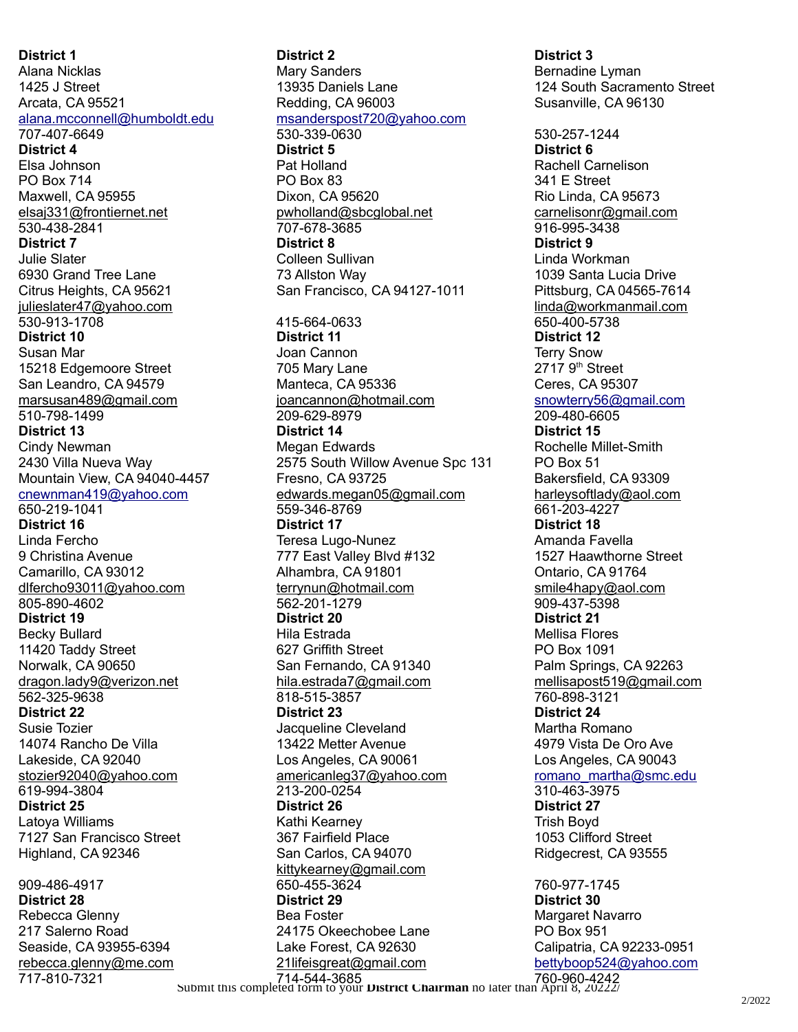**District 1**
Alana Nicklas
1425 J Street
Arcata, CA 95521
alana.mcconnell@humboldt.edu
707-407-6649

**District 2**
Mary Sanders
13935 Daniels Lane
Redding, CA 96003
msanderspost720@yahoo.com
530-339-0630

**District 3**
Bernadine Lyman
124 South Sacramento Street
Susanville, CA 96130

530-257-1244

**District 4**
Elsa Johnson
PO Box 714
Maxwell, CA 95955
elsaj331@frontiernet.net
530-438-2841

**District 5**
Pat Holland
PO Box 83
Dixon, CA 95620
pwholland@sbcglobal.net
707-678-3685

**District 6**
Rachell Carnelison
341 E Street
Rio Linda, CA 95673
carnelisonr@gmail.com
916-995-3438

**District 7**
Julie Slater
6930 Grand Tree Lane
Citrus Heights, CA 95621
julieslater47@yahoo.com
530-913-1708

**District 8**
Colleen Sullivan
73 Allston Way
San Francisco, CA 94127-1011

415-664-0633

**District 9**
Linda Workman
1039 Santa Lucia Drive
Pittsburg, CA 04565-7614
linda@workmanmail.com
650-400-5738

**District 10**
Susan Mar
15218 Edgemoore Street
San Leandro, CA 94579
marsusan489@gmail.com
510-798-1499

**District 11**
Joan Cannon
705 Mary Lane
Manteca, CA 95336
joancannon@hotmail.com
209-629-8979

**District 12**
Terry Snow
2717 9th Street
Ceres, CA 95307
snowterry56@gmail.com
209-480-6605

**District 13**
Cindy Newman
2430 Villa Nueva Way
Mountain View, CA 94040-4457
cnewnman419@yahoo.com
650-219-1041

**District 14**
Megan Edwards
2575 South Willow Avenue Spc 131
Fresno, CA 93725
edwards.megan05@gmail.com
559-346-8769

**District 15**
Rochelle Millet-Smith
PO Box 51
Bakersfield, CA 93309
harleysoftlady@aol.com
661-203-4227

**District 16**
Linda Fercho
9 Christina Avenue
Camarillo, CA 93012
dlfercho93011@yahoo.com
805-890-4602

**District 17**
Teresa Lugo-Nunez
777 East Valley Blvd #132
Alhambra, CA 91801
terrynun@hotmail.com
562-201-1279

**District 18**
Amanda Favella
1527 Haawthorne Street
Ontario, CA 91764
smile4hapy@aol.com
909-437-5398

**District 19**
Becky Bullard
11420 Taddy Street
Norwalk, CA 90650
dragon.lady9@verizon.net
562-325-9638

**District 20**
Hila Estrada
627 Griffith Street
San Fernando, CA 91340
hila.estrada7@gmail.com
818-515-3857

**District 21**
Mellisa Flores
PO Box 1091
Palm Springs, CA 92263
mellisapost519@gmail.com
760-898-3121

**District 22**
Susie Tozier
14074 Rancho De Villa
Lakeside, CA 92040
stozier92040@yahoo.com
619-994-3804

**District 23**
Jacqueline Cleveland
13422 Metter Avenue
Los Angeles, CA 90061
americanleg37@yahoo.com
213-200-0254

**District 24**
Martha Romano
4979 Vista De Oro Ave
Los Angeles, CA 90043
romano_martha@smc.edu
310-463-3975

**District 25**
Latoya Williams
7127 San Francisco Street
Highland, CA 92346

909-486-4917

**District 26**
Kathi Kearney
367 Fairfield Place
San Carlos, CA 94070
kittykearney@gmail.com
650-455-3624

**District 27**
Trish Boyd
1053 Clifford Street
Ridgecrest, CA 93555

760-977-1745

**District 28**
Rebecca Glenny
217 Salerno Road
Seaside, CA 93955-6394
rebecca.glenny@me.com
717-810-7321

**District 29**
Bea Foster
24175 Okeechobee Lane
Lake Forest, CA 92630
21lifeisgreat@gmail.com
714-544-3685

**District 30**
Margaret Navarro
PO Box 951
Calipatria, CA 92233-0951
bettyboop524@yahoo.com
760-960-4242

Submit this completed form to your **District Chairman** no later than April 8, 20222/

2/2022